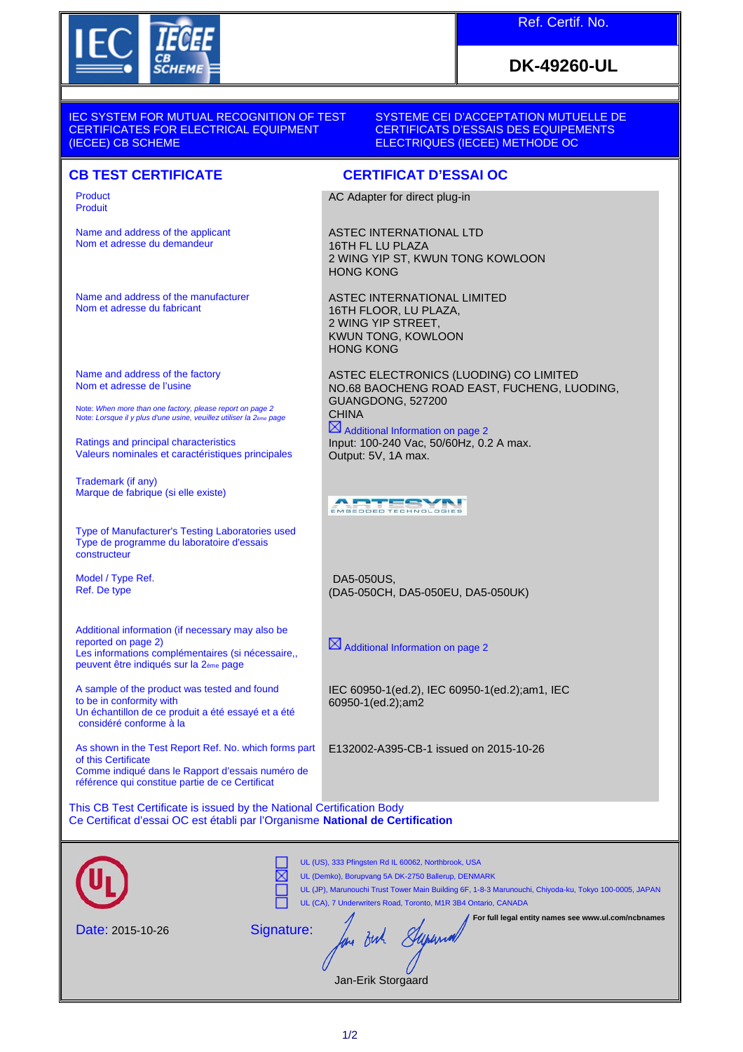IEC IECEE CB SCHEME

| Ref. Certif. No. |
|---|
| **DK-49260-UL** |

IEC SYSTEM FOR MUTUAL RECOGNITION OF TEST CERTIFICATES FOR ELECTRICAL EQUIPMENT (IECEE) CB SCHEME

SYSTEME CEI D'ACCEPTATION MUTUELLE DE CERTIFICATS D'ESSAIS DES EQUIPEMENTS ELECTRIQUES (IECEE) METHODE OC

## CB TEST CERTIFICATE

## CERTIFICAT D'ESSAI OC

| | |
|---|---|
| Product<br>Produit | AC Adapter for direct plug-in |
| Name and address of the applicant<br>Nom et adresse du demandeur | ASTEC INTERNATIONAL LTD<br>16TH FL LU PLAZA<br>2 WING YIP ST, KWUN TONG KOWLOON<br>HONG KONG |
| Name and address of the manufacturer<br>Nom et adresse du fabricant | ASTEC INTERNATIONAL LIMITED<br>16TH FLOOR, LU PLAZA,<br>2 WING YIP STREET,<br>KWUN TONG, KOWLOON<br>HONG KONG |
| Name and address of the factory<br>Nom et adresse de l'usine<br><br>Note: *When more than one factory, please report on page 2*<br>Note: *Lorsque il y plus d'une usine, veuillez utiliser la 2ème page* | ASTEC ELECTRONICS (LUODING) CO LIMITED<br>NO.68 BAOCHENG ROAD EAST, FUCHENG, LUODING,<br>GUANGDONG, 527200<br>CHINA<br>☒ Additional Information on page 2 |
| Ratings and principal characteristics<br>Valeurs nominales et caractéristiques principales | Input: 100-240 Vac, 50/60Hz, 0.2 A max.<br>Output: 5V, 1A max. |
| Trademark (if any)<br>Marque de fabrique (si elle existe) | ARTESYN EMBEDDED TECHNOLOGIES |
| Type of Manufacturer's Testing Laboratories used<br>Type de programme du laboratoire d'essais constructeur | |
| Model / Type Ref.<br>Ref. De type | DA5-050US,<br>(DA5-050CH, DA5-050EU, DA5-050UK) |
| Additional information (if necessary may also be reported on page 2)<br>Les informations complémentaires (si nécessaire,, peuvent être indiqués sur la 2ème page | ☒ Additional Information on page 2 |
| A sample of the product was tested and found to be in conformity with<br>Un échantillon de ce produit a été essayé et a été considéré conforme à la | IEC 60950-1(ed.2), IEC 60950-1(ed.2);am1, IEC 60950-1(ed.2);am2 |
| As shown in the Test Report Ref. No. which forms part of this Certificate<br>Comme indiqué dans le Rapport d'essais numéro de référence qui constitue partie de ce Certificat | E132002-A395-CB-1 issued on 2015-10-26 |

This CB Test Certificate is issued by the National Certification Body
Ce Certificat d'essai OC est établi par l'Organisme **National de Certification**

☐ UL (US), 333 Pfingsten Rd IL 60062, Northbrook, USA
☒ UL (Demko), Borupvang 5A DK-2750 Ballerup, DENMARK
☐ UL (JP), Marunouchi Trust Tower Main Building 6F, 1-8-3 Marunouchi, Chiyoda-ku, Tokyo 100-0005, JAPAN
☐ UL (CA), 7 Underwriters Road, Toronto, M1R 3B4 Ontario, CANADA

**For full legal entity names see www.ul.com/ncbnames**

Date: 2015-10-26

Signature:

Jan-Erik Storgaard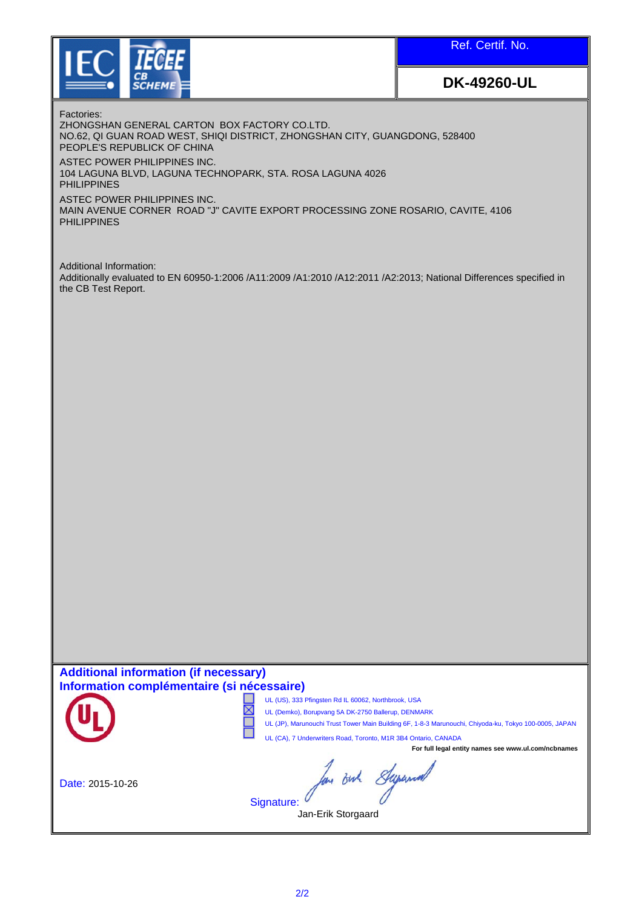IEC IECEE CB SCHEME

Ref. Certif. No.

**DK-49260-UL**

Factories:
ZHONGSHAN GENERAL CARTON BOX FACTORY CO.LTD.
NO.62, QI GUAN ROAD WEST, SHIQI DISTRICT, ZHONGSHAN CITY, GUANGDONG, 528400
PEOPLE'S REPUBLIC OF CHINA

ASTEC POWER PHILIPPINES INC.
104 LAGUNA BLVD, LAGUNA TECHNOPARK, STA. ROSA LAGUNA 4026
PHILIPPINES

ASTEC POWER PHILIPPINES INC.
MAIN AVENUE CORNER ROAD "J" CAVITE EXPORT PROCESSING ZONE ROSARIO, CAVITE, 4106
PHILIPPINES

Additional Information:
Additionally evaluated to EN 60950-1:2006 /A11:2009 /A1:2010 /A12:2011 /A2:2013; National Differences specified in the CB Test Report.

**Additional information (if necessary)**
**Information complémentaire (si nécessaire)**

- ☐ UL (US), 333 Pfingsten Rd IL 60062, Northbrook, USA
- ☒ UL (Demko), Borupvang 5A DK-2750 Ballerup, DENMARK
- ☐ UL (JP), Marunouchi Trust Tower Main Building 6F, 1-8-3 Marunouchi, Chiyoda-ku, Tokyo 100-0005, JAPAN
- ☐ UL (CA), 7 Underwriters Road, Toronto, M1R 3B4 Ontario, CANADA

**For full legal entity names see www.ul.com/ncbnames**

Date: 2015-10-26

Signature:
Jan-Erik Storgaard